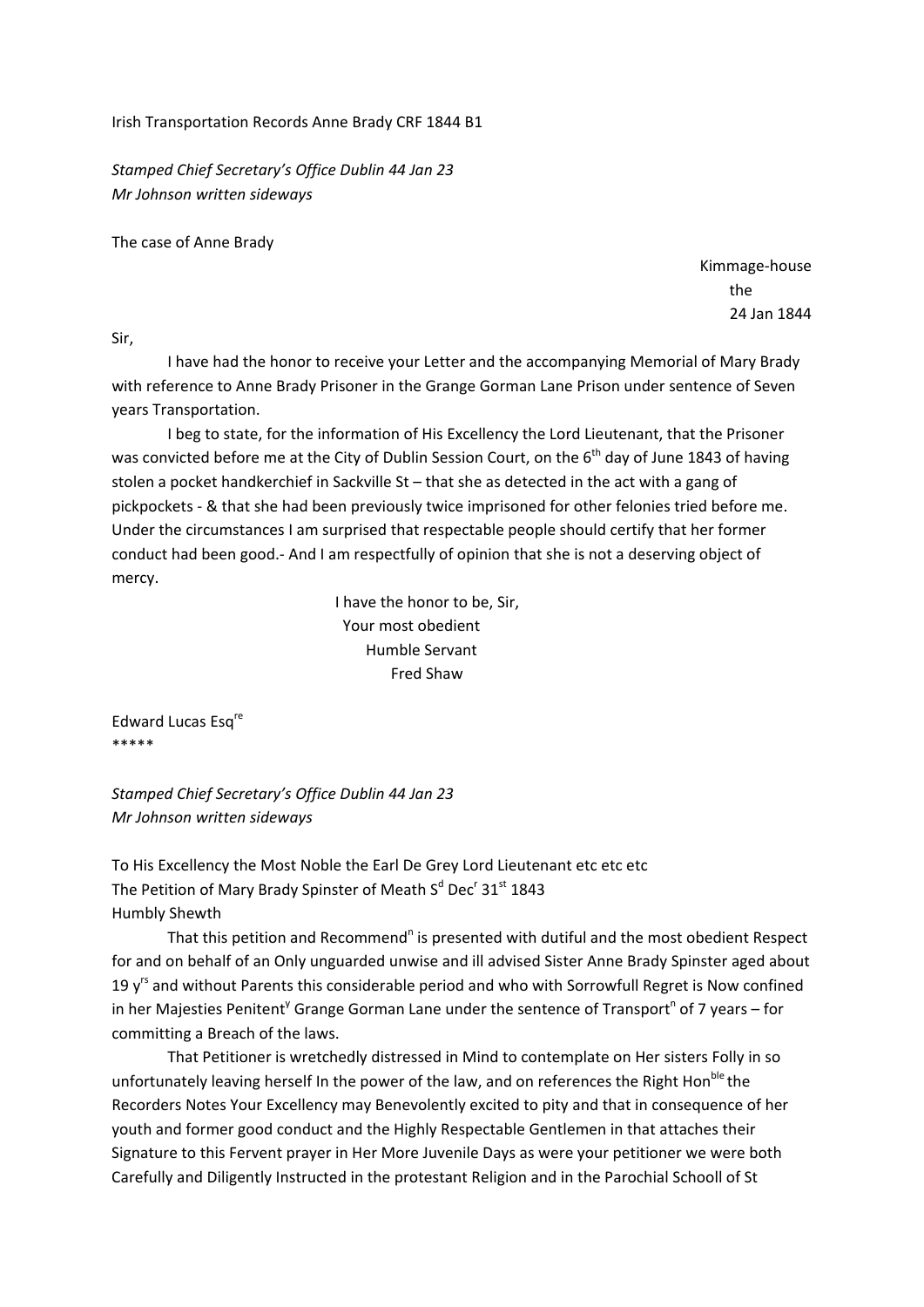Irish Transportation Records Anne Brady CRF 1844 B1

*Stamped Chief Secretary's Office Dublin 44 Jan 23*
*Mr Johnson written sideways*

The case of Anne Brady

Kimmage-house
the
24 Jan 1844

Sir,

I have had the honor to receive your Letter and the accompanying Memorial of Mary Brady with reference to Anne Brady Prisoner in the Grange Gorman Lane Prison under sentence of Seven years Transportation.

I beg to state, for the information of His Excellency the Lord Lieutenant, that the Prisoner was convicted before me at the City of Dublin Session Court, on the 6th day of June 1843 of having stolen a pocket handkerchief in Sackville St – that she as detected in the act with a gang of pickpockets - & that she had been previously twice imprisoned for other felonies tried before me. Under the circumstances I am surprised that respectable people should certify that her former conduct had been good.- And I am respectfully of opinion that she is not a deserving object of mercy.

I have the honor to be, Sir,
Your most obedient
Humble Servant
Fred Shaw

Edward Lucas Esqre
*****

*Stamped Chief Secretary's Office Dublin 44 Jan 23*
*Mr Johnson written sideways*

To His Excellency the Most Noble the Earl De Grey Lord Lieutenant etc etc etc
The Petition of Mary Brady Spinster of Meath Sd Decr 31st 1843
Humbly Shewth

That this petition and Recommendn is presented with dutiful and the most obedient Respect for and on behalf of an Only unguarded unwise and ill advised Sister Anne Brady Spinster aged about 19 yrs and without Parents this considerable period and who with Sorrowfull Regret is Now confined in her Majesties Penitenty Grange Gorman Lane under the sentence of Transportn of 7 years – for committing a Breach of the laws.

That Petitioner is wretchedly distressed in Mind to contemplate on Her sisters Folly in so unfortunately leaving herself In the power of the law, and on references the Right Honble the Recorders Notes Your Excellency may Benevolently excited to pity and that in consequence of her youth and former good conduct and the Highly Respectable Gentlemen in that attaches their Signature to this Fervent prayer in Her More Juvenile Days as were your petitioner we were both Carefully and Diligently Instructed in the protestant Religion and in the Parochial Schooll of St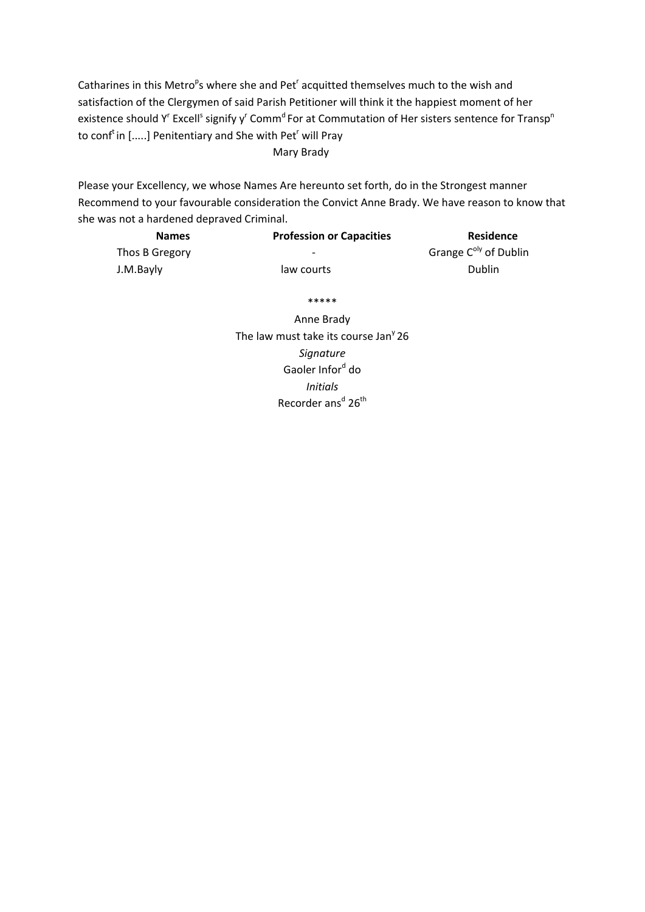Catharines in this Metro$^{p}$s where she and Pet$^{r}$ acquitted themselves much to the wish and satisfaction of the Clergymen of said Parish Petitioner will think it the happiest moment of her existence should Y$^{r}$ Excell$^{s}$ signify y$^{r}$ Comm$^{d}$ For at Commutation of Her sisters sentence for Transp$^{n}$ to conf$^{t}$ in [.....] Penitentiary and She with Pet$^{r}$ will Pray

Mary Brady

Please your Excellency, we whose Names Are hereunto set forth, do in the Strongest manner Recommend to your favourable consideration the Convict Anne Brady. We have reason to know that she was not a hardened depraved Criminal.

| Names | Profession or Capacities | Residence |
|---|---|---|
| Thos B Gregory | - | Grange C$^{oly}$ of Dublin |
| J.M.Bayly | law courts | Dublin |

*****

Anne Brady

The law must take its course Jan$^{y}$ 26

*Signature*

Gaoler Infor$^{d}$ do

*Initials*

Recorder ans$^{d}$ 26$^{th}$